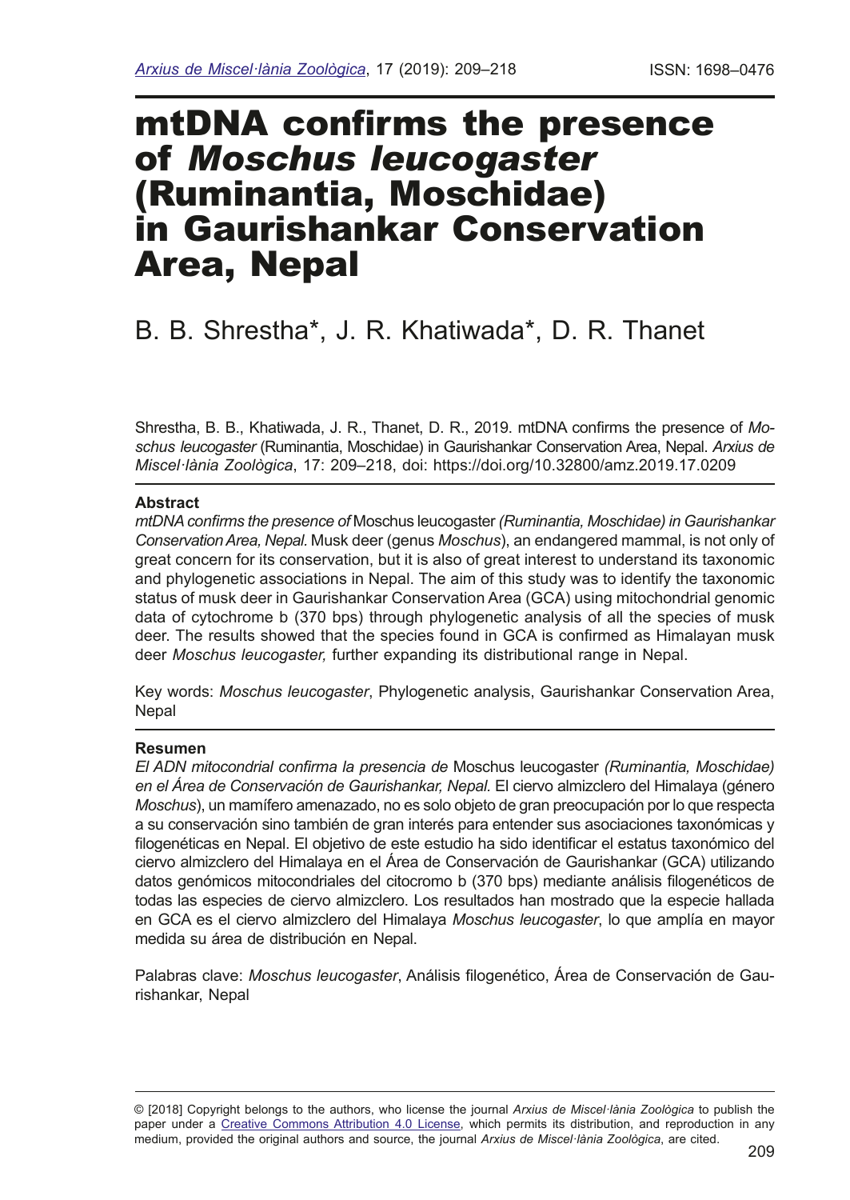# mtDNA confirms the presence of *Moschus leucogaster* (Ruminantia, Moschidae) in Gaurishankar Conservation Area, Nepal

B. B. Shrestha*, J. R. Khatiwada*, D. R. Thanet

Shrestha, B. B., Khatiwada, J. R., Thanet, D. R., 2019. mtDNA confirms the presence of *Moschus leucogaster* (Ruminantia, Moschidae) in Gaurishankar Conservation Area, Nepal. *Arxius de Miscel·lània Zoològica*, 17: 209–218, doi: https://doi.org/10.32800/amz.2019.17.0209

**Abstract**

*mtDNA confirms the presence of* Moschus leucogaster *(Ruminantia, Moschidae) in Gaurishankar Conservation Area, Nepal.* Musk deer (genus *Moschus*), an endangered mammal, is not only of great concern for its conservation, but it is also of great interest to understand its taxonomic and phylogenetic associations in Nepal. The aim of this study was to identify the taxonomic status of musk deer in Gaurishankar Conservation Area (GCA) using mitochondrial genomic data of cytochrome b (370 bps) through phylogenetic analysis of all the species of musk deer. The results showed that the species found in GCA is confirmed as Himalayan musk deer *Moschus leucogaster,* further expanding its distributional range in Nepal.

Key words: *Moschus leucogaster*, Phylogenetic analysis, Gaurishankar Conservation Area, Nepal

**Resumen**

*El ADN mitocondrial confirma la presencia de* Moschus leucogaster *(Ruminantia, Moschidae) en el Área de Conservación de Gaurishankar, Nepal.* El ciervo almizclero del Himalaya (género *Moschus*), un mamífero amenazado, no es solo objeto de gran preocupación por lo que respecta a su conservación sino también de gran interés para entender sus asociaciones taxonómicas y filogenéticas en Nepal. El objetivo de este estudio ha sido identificar el estatus taxonómico del ciervo almizclero del Himalaya en el Área de Conservación de Gaurishankar (GCA) utilizando datos genómicos mitocondriales del citocromo b (370 bps) mediante análisis filogenéticos de todas las especies de ciervo almizclero. Los resultados han mostrado que la especie hallada en GCA es el ciervo almizclero del Himalaya *Moschus leucogaster*, lo que amplía en mayor medida su área de distribución en Nepal.

Palabras clave: *Moschus leucogaster*, Análisis filogenético, Área de Conservación de Gaurishankar, Nepal

© [2018] Copyright belongs to the authors, who license the journal *Arxius de Miscel·lània Zoològica* to publish the paper under a Creative Commons Attribution 4.0 License, which permits its distribution, and reproduction in any medium, provided the original authors and source, the journal *Arxius de Miscel·lània Zoològica*, are cited.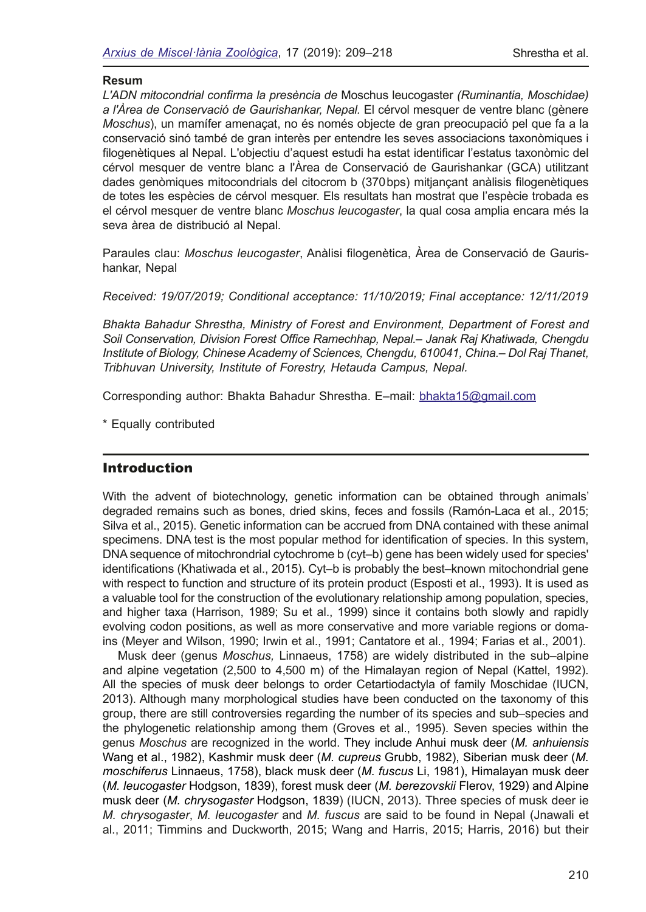**Resum**

*L'ADN mitocondrial confirma la presència de* Moschus leucogaster *(Ruminantia, Moschidae) a l'Àrea de Conservació de Gaurishankar, Nepal.* El cérvol mesquer de ventre blanc (gènere *Moschus*), un mamífer amenaçat, no és només objecte de gran preocupació pel que fa a la conservació sinó també de gran interès per entendre les seves associacions taxonòmiques i filogenètiques al Nepal. L'objectiu d'aquest estudi ha estat identificar l'estatus taxonòmic del cérvol mesquer de ventre blanc a l'Àrea de Conservació de Gaurishankar (GCA) utilitzant dades genòmiques mitocondrials del citocrom b (370 bps) mitjançant anàlisis filogenètiques de totes les espècies de cérvol mesquer. Els resultats han mostrat que l'espècie trobada es el cérvol mesquer de ventre blanc *Moschus leucogaster*, la qual cosa amplia encara més la seva àrea de distribució al Nepal.

Paraules clau: *Moschus leucogaster*, Anàlisi filogenètica, Àrea de Conservació de Gaurishankar, Nepal

*Received: 19/07/2019; Conditional acceptance: 11/10/2019; Final acceptance: 12/11/2019*

*Bhakta Bahadur Shrestha, Ministry of Forest and Environment, Department of Forest and Soil Conservation, Division Forest Office Ramechhap, Nepal.– Janak Raj Khatiwada, Chengdu Institute of Biology, Chinese Academy of Sciences, Chengdu, 610041, China.– Dol Raj Thanet, Tribhuvan University, Institute of Forestry, Hetauda Campus, Nepal.*

Corresponding author: Bhakta Bahadur Shrestha. E–mail: bhakta15@gmail.com

\* Equally contributed

## Introduction

With the advent of biotechnology, genetic information can be obtained through animals' degraded remains such as bones, dried skins, feces and fossils (Ramón-Laca et al., 2015; Silva et al., 2015). Genetic information can be accrued from DNA contained with these animal specimens. DNA test is the most popular method for identification of species. In this system, DNA sequence of mitochrondrial cytochrome b (cyt–b) gene has been widely used for species' identifications (Khatiwada et al., 2015). Cyt–b is probably the best–known mitochondrial gene with respect to function and structure of its protein product (Esposti et al., 1993). It is used as a valuable tool for the construction of the evolutionary relationship among population, species, and higher taxa (Harrison, 1989; Su et al., 1999) since it contains both slowly and rapidly evolving codon positions, as well as more conservative and more variable regions or domains (Meyer and Wilson, 1990; Irwin et al., 1991; Cantatore et al., 1994; Farias et al., 2001).

Musk deer (genus *Moschus,* Linnaeus, 1758) are widely distributed in the sub–alpine and alpine vegetation (2,500 to 4,500 m) of the Himalayan region of Nepal (Kattel, 1992). All the species of musk deer belongs to order Cetartiodactyla of family Moschidae (IUCN, 2013). Although many morphological studies have been conducted on the taxonomy of this group, there are still controversies regarding the number of its species and sub–species and the phylogenetic relationship among them (Groves et al., 1995). Seven species within the genus *Moschus* are recognized in the world. They include Anhui musk deer (*M. anhuiensis* Wang et al., 1982), Kashmir musk deer (*M. cupreus* Grubb, 1982), Siberian musk deer (*M. moschiferus* Linnaeus, 1758), black musk deer (*M. fuscus* Li, 1981), Himalayan musk deer (*M. leucogaster* Hodgson, 1839), forest musk deer (*M. berezovskii* Flerov, 1929) and Alpine musk deer (*M. chrysogaster* Hodgson, 1839) (IUCN, 2013). Three species of musk deer ie *M. chrysogaster*, *M. leucogaster* and *M. fuscus* are said to be found in Nepal (Jnawali et al., 2011; Timmins and Duckworth, 2015; Wang and Harris, 2015; Harris, 2016) but their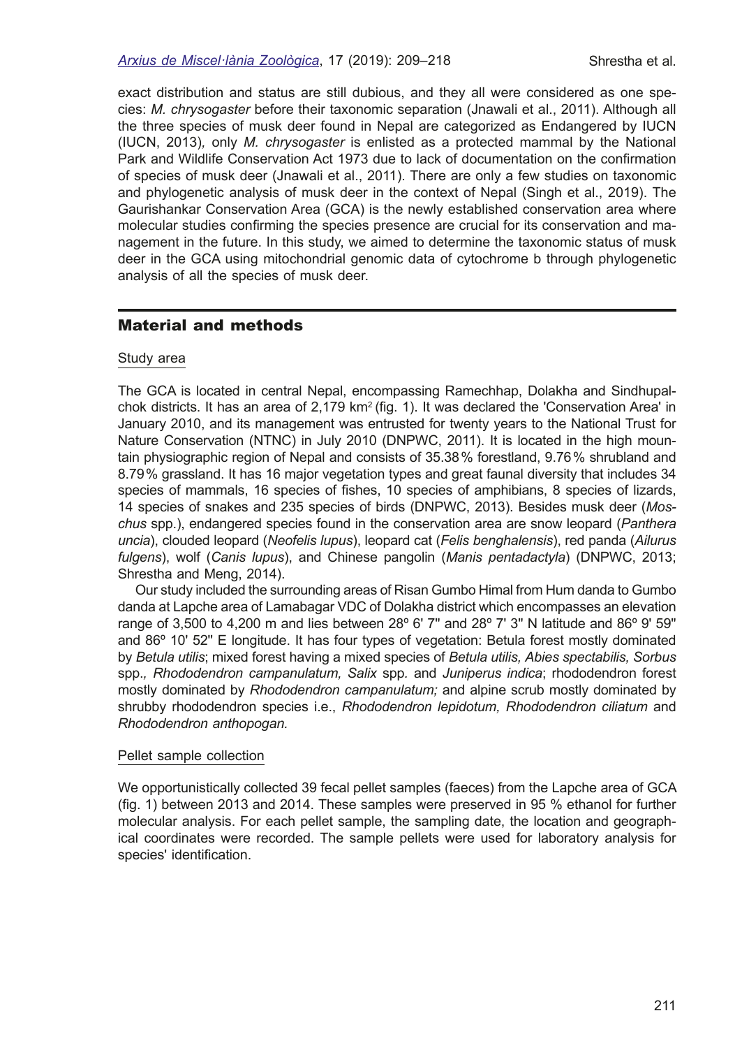exact distribution and status are still dubious, and they all were considered as one species: *M. chrysogaster* before their taxonomic separation (Jnawali et al., 2011). Although all the three species of musk deer found in Nepal are categorized as Endangered by IUCN (IUCN, 2013), only *M. chrysogaster* is enlisted as a protected mammal by the National Park and Wildlife Conservation Act 1973 due to lack of documentation on the confirmation of species of musk deer (Jnawali et al., 2011). There are only a few studies on taxonomic and phylogenetic analysis of musk deer in the context of Nepal (Singh et al., 2019). The Gaurishankar Conservation Area (GCA) is the newly established conservation area where molecular studies confirming the species presence are crucial for its conservation and management in the future. In this study, we aimed to determine the taxonomic status of musk deer in the GCA using mitochondrial genomic data of cytochrome b through phylogenetic analysis of all the species of musk deer.

## Material and methods

### Study area

The GCA is located in central Nepal, encompassing Ramechhap, Dolakha and Sindhupalchok districts. It has an area of 2,179 km$^2$ (fig. 1). It was declared the 'Conservation Area' in January 2010, and its management was entrusted for twenty years to the National Trust for Nature Conservation (NTNC) in July 2010 (DNPWC, 2011). It is located in the high mountain physiographic region of Nepal and consists of 35.38 % forestland, 9.76 % shrubland and 8.79 % grassland. It has 16 major vegetation types and great faunal diversity that includes 34 species of mammals, 16 species of fishes, 10 species of amphibians, 8 species of lizards, 14 species of snakes and 235 species of birds (DNPWC, 2013). Besides musk deer (*Moschus* spp.), endangered species found in the conservation area are snow leopard (*Panthera uncia*), clouded leopard (*Neofelis lupus*), leopard cat (*Felis benghalensis*), red panda (*Ailurus fulgens*), wolf (*Canis lupus*), and Chinese pangolin (*Manis pentadactyla*) (DNPWC, 2013; Shrestha and Meng, 2014).

Our study included the surrounding areas of Risan Gumbo Himal from Hum danda to Gumbo danda at Lapche area of Lamabagar VDC of Dolakha district which encompasses an elevation range of 3,500 to 4,200 m and lies between 28º 6' 7'' and 28º 7' 3'' N latitude and 86º 9' 59'' and 86º 10' 52'' E longitude. It has four types of vegetation: Betula forest mostly dominated by *Betula utilis*; mixed forest having a mixed species of *Betula utilis, Abies spectabilis, Sorbus* spp.*, Rhododendron campanulatum, Salix* spp. and *Juniperus indica*; rhododendron forest mostly dominated by *Rhododendron campanulatum;* and alpine scrub mostly dominated by shrubby rhododendron species i.e., *Rhododendron lepidotum, Rhododendron ciliatum* and *Rhododendron anthopogan.*

### Pellet sample collection

We opportunistically collected 39 fecal pellet samples (faeces) from the Lapche area of GCA (fig. 1) between 2013 and 2014. These samples were preserved in 95 % ethanol for further molecular analysis. For each pellet sample, the sampling date, the location and geographical coordinates were recorded. The sample pellets were used for laboratory analysis for species' identification.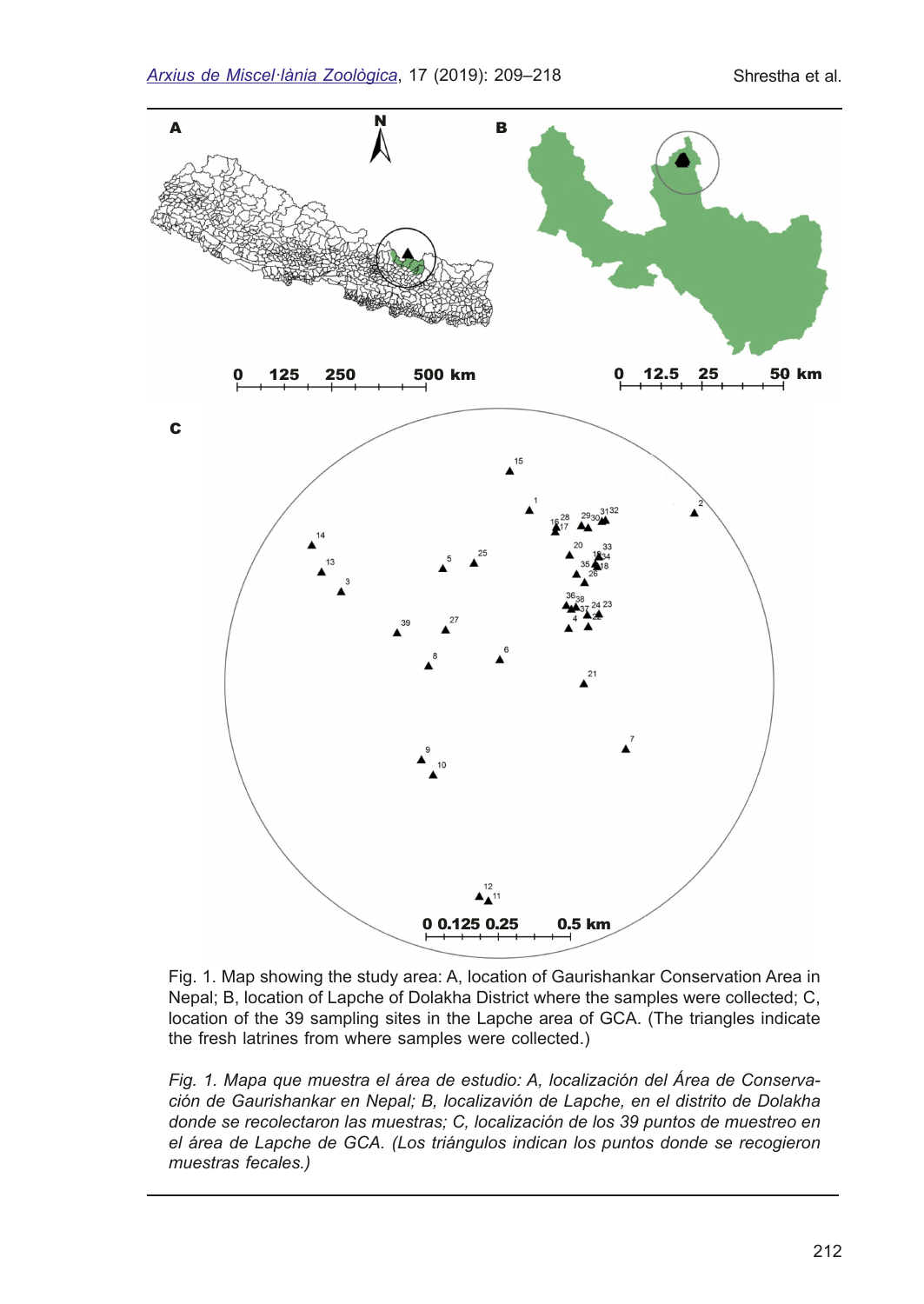A

N

B

0 125 250 500 km

0 12.5 25 50 km

C

15
1
2
28 29 30 31 32
16 17
14
20 33
25 19 34
5 35 18
13 26
3
36 38
37 24 23
39 27 4 22
8 6
21
7
9
10
12
11

0 0.125 0.25 0.5 km

Fig. 1. Map showing the study area: A, location of Gaurishankar Conservation Area in Nepal; B, location of Lapche of Dolakha District where the samples were collected; C, location of the 39 sampling sites in the Lapche area of GCA. (The triangles indicate the fresh latrines from where samples were collected.)

*Fig. 1. Mapa que muestra el área de estudio: A, localización del Área de Conservación de Gaurishankar en Nepal; B, localizavión de Lapche, en el distrito de Dolakha donde se recolectaron las muestras; C, localización de los 39 puntos de muestreo en el área de Lapche de GCA. (Los triángulos indican los puntos donde se recogieron muestras fecales.)*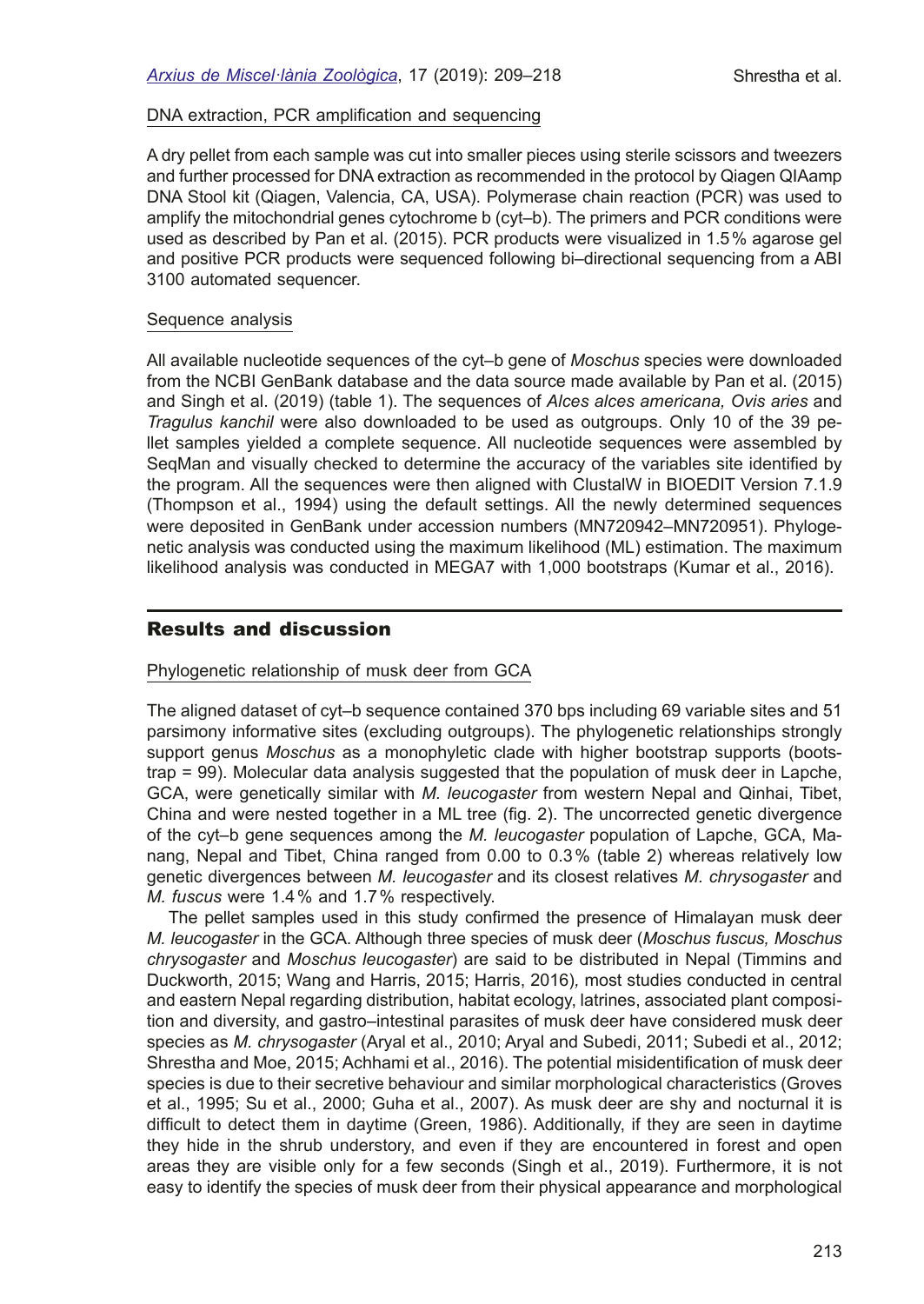### DNA extraction, PCR amplification and sequencing

A dry pellet from each sample was cut into smaller pieces using sterile scissors and tweezers and further processed for DNA extraction as recommended in the protocol by Qiagen QIAamp DNA Stool kit (Qiagen, Valencia, CA, USA). Polymerase chain reaction (PCR) was used to amplify the mitochondrial genes cytochrome b (cyt–b). The primers and PCR conditions were used as described by Pan et al. (2015). PCR products were visualized in 1.5% agarose gel and positive PCR products were sequenced following bi–directional sequencing from a ABI 3100 automated sequencer.

### Sequence analysis

All available nucleotide sequences of the cyt–b gene of *Moschus* species were downloaded from the NCBI GenBank database and the data source made available by Pan et al. (2015) and Singh et al. (2019) (table 1). The sequences of *Alces alces americana, Ovis aries* and *Tragulus kanchil* were also downloaded to be used as outgroups. Only 10 of the 39 pellet samples yielded a complete sequence. All nucleotide sequences were assembled by SeqMan and visually checked to determine the accuracy of the variables site identified by the program. All the sequences were then aligned with ClustalW in BIOEDIT Version 7.1.9 (Thompson et al., 1994) using the default settings. All the newly determined sequences were deposited in GenBank under accession numbers (MN720942–MN720951). Phylogenetic analysis was conducted using the maximum likelihood (ML) estimation. The maximum likelihood analysis was conducted in MEGA7 with 1,000 bootstraps (Kumar et al., 2016).

## Results and discussion

### Phylogenetic relationship of musk deer from GCA

The aligned dataset of cyt–b sequence contained 370 bps including 69 variable sites and 51 parsimony informative sites (excluding outgroups). The phylogenetic relationships strongly support genus *Moschus* as a monophyletic clade with higher bootstrap supports (bootstrap = 99). Molecular data analysis suggested that the population of musk deer in Lapche, GCA, were genetically similar with *M. leucogaster* from western Nepal and Qinhai, Tibet, China and were nested together in a ML tree (fig. 2). The uncorrected genetic divergence of the cyt–b gene sequences among the *M. leucogaster* population of Lapche, GCA, Manang, Nepal and Tibet, China ranged from 0.00 to 0.3% (table 2) whereas relatively low genetic divergences between *M. leucogaster* and its closest relatives *M. chrysogaster* and *M. fuscus* were 1.4% and 1.7% respectively.

The pellet samples used in this study confirmed the presence of Himalayan musk deer *M. leucogaster* in the GCA. Although three species of musk deer (*Moschus fuscus, Moschus chrysogaster* and *Moschus leucogaster*) are said to be distributed in Nepal (Timmins and Duckworth, 2015; Wang and Harris, 2015; Harris, 2016), most studies conducted in central and eastern Nepal regarding distribution, habitat ecology, latrines, associated plant composition and diversity, and gastro–intestinal parasites of musk deer have considered musk deer species as *M. chrysogaster* (Aryal et al., 2010; Aryal and Subedi, 2011; Subedi et al., 2012; Shrestha and Moe, 2015; Achhami et al., 2016). The potential misidentification of musk deer species is due to their secretive behaviour and similar morphological characteristics (Groves et al., 1995; Su et al., 2000; Guha et al., 2007). As musk deer are shy and nocturnal it is difficult to detect them in daytime (Green, 1986). Additionally, if they are seen in daytime they hide in the shrub understory, and even if they are encountered in forest and open areas they are visible only for a few seconds (Singh et al., 2019). Furthermore, it is not easy to identify the species of musk deer from their physical appearance and morphological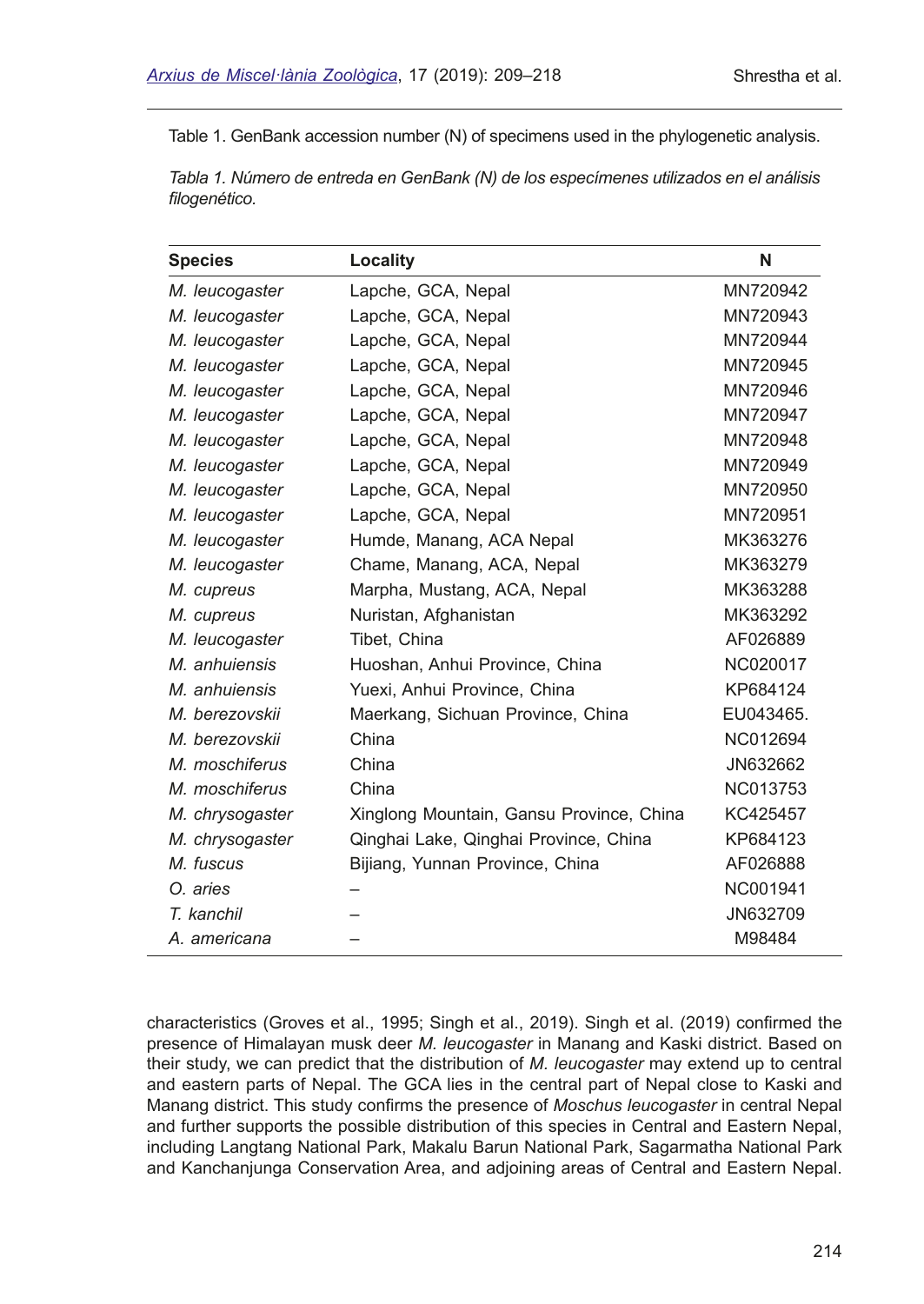Table 1. GenBank accession number (N) of specimens used in the phylogenetic analysis.

*Tabla 1. Número de entreda en GenBank (N) de los especímenes utilizados en el análisis filogenético.*

| Species | Locality | N |
|---|---|---|
| *M. leucogaster* | Lapche, GCA, Nepal | MN720942 |
| *M. leucogaster* | Lapche, GCA, Nepal | MN720943 |
| *M. leucogaster* | Lapche, GCA, Nepal | MN720944 |
| *M. leucogaster* | Lapche, GCA, Nepal | MN720945 |
| *M. leucogaster* | Lapche, GCA, Nepal | MN720946 |
| *M. leucogaster* | Lapche, GCA, Nepal | MN720947 |
| *M. leucogaster* | Lapche, GCA, Nepal | MN720948 |
| *M. leucogaster* | Lapche, GCA, Nepal | MN720949 |
| *M. leucogaster* | Lapche, GCA, Nepal | MN720950 |
| *M. leucogaster* | Lapche, GCA, Nepal | MN720951 |
| *M. leucogaster* | Humde, Manang, ACA Nepal | MK363276 |
| *M. leucogaster* | Chame, Manang, ACA, Nepal | MK363279 |
| *M. cupreus* | Marpha, Mustang, ACA, Nepal | MK363288 |
| *M. cupreus* | Nuristan, Afghanistan | MK363292 |
| *M. leucogaster* | Tibet, China | AF026889 |
| *M. anhuiensis* | Huoshan, Anhui Province, China | NC020017 |
| *M. anhuiensis* | Yuexi, Anhui Province, China | KP684124 |
| *M. berezovskii* | Maerkang, Sichuan Province, China | EU043465. |
| *M. berezovskii* | China | NC012694 |
| *M. moschiferus* | China | JN632662 |
| *M. moschiferus* | China | NC013753 |
| *M. chrysogaster* | Xinglong Mountain, Gansu Province, China | KC425457 |
| *M. chrysogaster* | Qinghai Lake, Qinghai Province, China | KP684123 |
| *M. fuscus* | Bijiang, Yunnan Province, China | AF026888 |
| *O. aries* | – | NC001941 |
| *T. kanchil* | – | JN632709 |
| *A. americana* | – | M98484 |

characteristics (Groves et al., 1995; Singh et al., 2019). Singh et al. (2019) confirmed the presence of Himalayan musk deer *M. leucogaster* in Manang and Kaski district. Based on their study, we can predict that the distribution of *M. leucogaster* may extend up to central and eastern parts of Nepal. The GCA lies in the central part of Nepal close to Kaski and Manang district. This study confirms the presence of *Moschus leucogaster* in central Nepal and further supports the possible distribution of this species in Central and Eastern Nepal, including Langtang National Park, Makalu Barun National Park, Sagarmatha National Park and Kanchanjunga Conservation Area, and adjoining areas of Central and Eastern Nepal.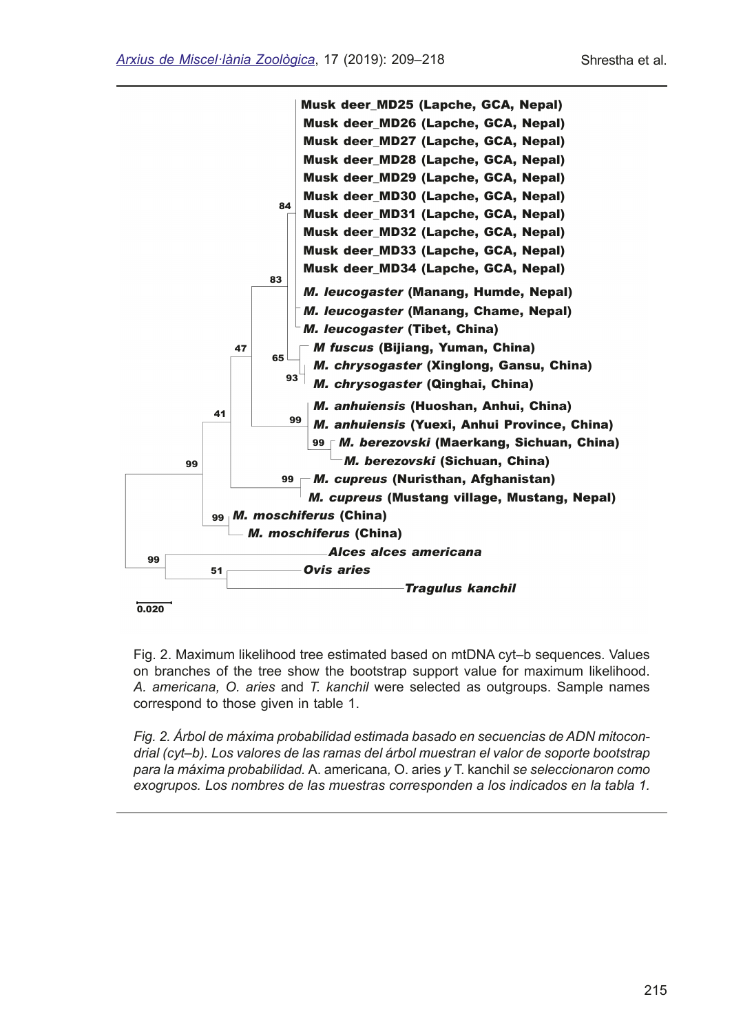Musk deer_MD25 (Lapche, GCA, Nepal)
Musk deer_MD26 (Lapche, GCA, Nepal)
Musk deer_MD27 (Lapche, GCA, Nepal)
Musk deer_MD28 (Lapche, GCA, Nepal)
Musk deer_MD29 (Lapche, GCA, Nepal)
Musk deer_MD30 (Lapche, GCA, Nepal)
Musk deer_MD31 (Lapche, GCA, Nepal)
Musk deer_MD32 (Lapche, GCA, Nepal)
Musk deer_MD33 (Lapche, GCA, Nepal)
Musk deer_MD34 (Lapche, GCA, Nepal)
*M. leucogaster* (Manang, Humde, Nepal)
*M. leucogaster* (Manang, Chame, Nepal)
*M. leucogaster* (Tibet, China)
*M fuscus* (Bijiang, Yuman, China)
*M. chrysogaster* (Xinglong, Gansu, China)
*M. chrysogaster* (Qinghai, China)
*M. anhuiensis* (Huoshan, Anhui, China)
*M. anhuiensis* (Yuexi, Anhui Province, China)
*M. berezovski* (Maerkang, Sichuan, China)
*M. berezovski* (Sichuan, China)
*M. cupreus* (Nuristhan, Afghanistan)
*M. cupreus* (Mustang village, Mustang, Nepal)
*M. moschiferus* (China)
*M. moschiferus* (China)
*Alces alces americana*
*Ovis aries*
*Tragulus kanchil*

84
83
47
65
93
41
99
99
99
99
99
99
51

0.020

Fig. 2. Maximum likelihood tree estimated based on mtDNA cyt–b sequences. Values on branches of the tree show the bootstrap support value for maximum likelihood. *A. americana, O. aries* and *T. kanchil* were selected as outgroups. Sample names correspond to those given in table 1.

*Fig. 2. Árbol de máxima probabilidad estimada basado en secuencias de ADN mitocondrial (cyt–b). Los valores de las ramas del árbol muestran el valor de soporte bootstrap para la máxima probabilidad.* A. americana*,* O. aries *y* T. kanchil *se seleccionaron como exogrupos. Los nombres de las muestras corresponden a los indicados en la tabla 1.*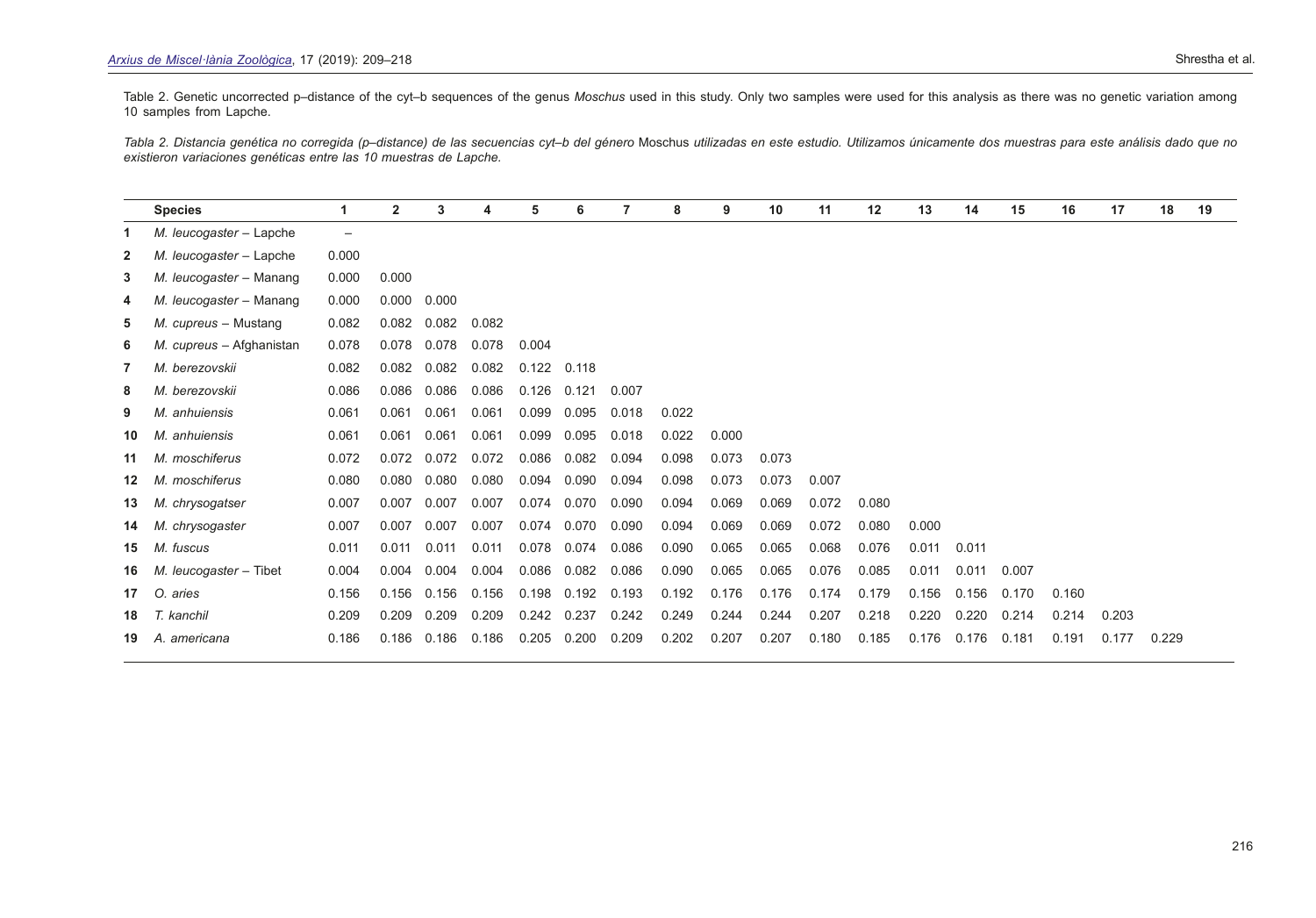Table 2. Genetic uncorrected p–distance of the cyt–b sequences of the genus *Moschus* used in this study. Only two samples were used for this analysis as there was no genetic variation among 10 samples from Lapche.

*Tabla 2. Distancia genética no corregida (p–distance) de las secuencias cyt–b del género* Moschus *utilizadas en este estudio. Utilizamos únicamente dos muestras para este análisis dado que no existieron variaciones genéticas entre las 10 muestras de Lapche.*

| | Species | 1 | 2 | 3 | 4 | 5 | 6 | 7 | 8 | 9 | 10 | 11 | 12 | 13 | 14 | 15 | 16 | 17 | 18 | 19 |
|---|---|---|---|---|---|---|---|---|---|---|---|---|---|---|---|---|---|---|---|---|
| 1 | *M. leucogaster* – Lapche | – | | | | | | | | | | | | | | | | | | |
| 2 | *M. leucogaster* – Lapche | 0.000 | | | | | | | | | | | | | | | | | | |
| 3 | *M. leucogaster* – Manang | 0.000 | 0.000 | | | | | | | | | | | | | | | | | |
| 4 | *M. leucogaster* – Manang | 0.000 | 0.000 | 0.000 | | | | | | | | | | | | | | | | |
| 5 | *M. cupreus* – Mustang | 0.082 | 0.082 | 0.082 | 0.082 | | | | | | | | | | | | | | | |
| 6 | *M. cupreus* – Afghanistan | 0.078 | 0.078 | 0.078 | 0.078 | 0.004 | | | | | | | | | | | | | | |
| 7 | *M. berezovskii* | 0.082 | 0.082 | 0.082 | 0.082 | 0.122 | 0.118 | | | | | | | | | | | | | |
| 8 | *M. berezovskii* | 0.086 | 0.086 | 0.086 | 0.086 | 0.126 | 0.121 | 0.007 | | | | | | | | | | | | |
| 9 | *M. anhuiensis* | 0.061 | 0.061 | 0.061 | 0.061 | 0.099 | 0.095 | 0.018 | 0.022 | | | | | | | | | | | |
| 10 | *M. anhuiensis* | 0.061 | 0.061 | 0.061 | 0.061 | 0.099 | 0.095 | 0.018 | 0.022 | 0.000 | | | | | | | | | | |
| 11 | *M. moschiferus* | 0.072 | 0.072 | 0.072 | 0.072 | 0.086 | 0.082 | 0.094 | 0.098 | 0.073 | 0.073 | | | | | | | | | |
| 12 | *M. moschiferus* | 0.080 | 0.080 | 0.080 | 0.080 | 0.094 | 0.090 | 0.094 | 0.098 | 0.073 | 0.073 | 0.007 | | | | | | | | |
| 13 | *M. chrysogatser* | 0.007 | 0.007 | 0.007 | 0.007 | 0.074 | 0.070 | 0.090 | 0.094 | 0.069 | 0.069 | 0.072 | 0.080 | | | | | | | |
| 14 | *M. chrysogaster* | 0.007 | 0.007 | 0.007 | 0.007 | 0.074 | 0.070 | 0.090 | 0.094 | 0.069 | 0.069 | 0.072 | 0.080 | 0.000 | | | | | | |
| 15 | *M. fuscus* | 0.011 | 0.011 | 0.011 | 0.011 | 0.078 | 0.074 | 0.086 | 0.090 | 0.065 | 0.065 | 0.068 | 0.076 | 0.011 | 0.011 | | | | | |
| 16 | *M. leucogaster* – Tibet | 0.004 | 0.004 | 0.004 | 0.004 | 0.086 | 0.082 | 0.086 | 0.090 | 0.065 | 0.065 | 0.076 | 0.085 | 0.011 | 0.011 | 0.007 | | | | |
| 17 | *O. aries* | 0.156 | 0.156 | 0.156 | 0.156 | 0.198 | 0.192 | 0.193 | 0.192 | 0.176 | 0.176 | 0.174 | 0.179 | 0.156 | 0.156 | 0.170 | 0.160 | | | |
| 18 | *T. kanchil* | 0.209 | 0.209 | 0.209 | 0.209 | 0.242 | 0.237 | 0.242 | 0.249 | 0.244 | 0.244 | 0.207 | 0.218 | 0.220 | 0.220 | 0.214 | 0.214 | 0.203 | | |
| 19 | *A. americana* | 0.186 | 0.186 | 0.186 | 0.186 | 0.205 | 0.200 | 0.209 | 0.202 | 0.207 | 0.207 | 0.180 | 0.185 | 0.176 | 0.176 | 0.181 | 0.191 | 0.177 | 0.229 | |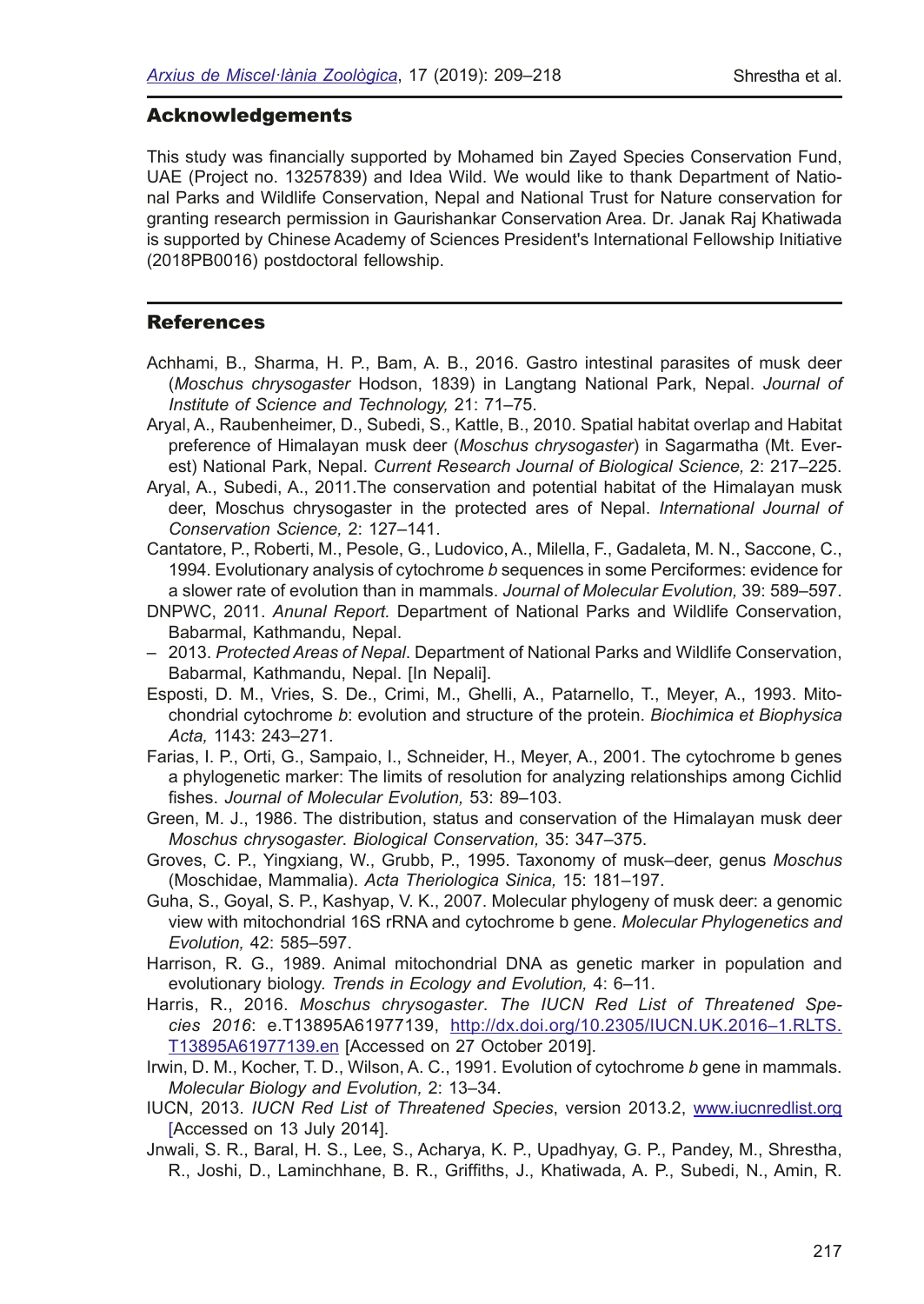## Acknowledgements

This study was financially supported by Mohamed bin Zayed Species Conservation Fund, UAE (Project no. 13257839) and Idea Wild. We would like to thank Department of National Parks and Wildlife Conservation, Nepal and National Trust for Nature conservation for granting research permission in Gaurishankar Conservation Area. Dr. Janak Raj Khatiwada is supported by Chinese Academy of Sciences President's International Fellowship Initiative (2018PB0016) postdoctoral fellowship.

## References

Achhami, B., Sharma, H. P., Bam, A. B., 2016. Gastro intestinal parasites of musk deer (*Moschus chrysogaster* Hodson, 1839) in Langtang National Park, Nepal. *Journal of Institute of Science and Technology,* 21: 71–75.

Aryal, A., Raubenheimer, D., Subedi, S., Kattle, B., 2010. Spatial habitat overlap and Habitat preference of Himalayan musk deer (*Moschus chrysogaster*) in Sagarmatha (Mt. Everest) National Park, Nepal. *Current Research Journal of Biological Science,* 2: 217–225.

Aryal, A., Subedi, A., 2011.The conservation and potential habitat of the Himalayan musk deer, Moschus chrysogaster in the protected ares of Nepal. *International Journal of Conservation Science,* 2: 127–141.

Cantatore, P., Roberti, M., Pesole, G., Ludovico, A., Milella, F., Gadaleta, M. N., Saccone, C., 1994. Evolutionary analysis of cytochrome *b* sequences in some Perciformes: evidence for a slower rate of evolution than in mammals. *Journal of Molecular Evolution,* 39: 589–597.

DNPWC, 2011. *Anunal Report.* Department of National Parks and Wildlife Conservation, Babarmal, Kathmandu, Nepal.

– 2013. *Protected Areas of Nepal*. Department of National Parks and Wildlife Conservation, Babarmal, Kathmandu, Nepal. [In Nepali].

Esposti, D. M., Vries, S. De., Crimi, M., Ghelli, A., Patarnello, T., Meyer, A., 1993. Mitochondrial cytochrome *b*: evolution and structure of the protein. *Biochimica et Biophysica Acta,* 1143: 243–271.

Farias, I. P., Orti, G., Sampaio, I., Schneider, H., Meyer, A., 2001. The cytochrome b genes a phylogenetic marker: The limits of resolution for analyzing relationships among Cichlid fishes. *Journal of Molecular Evolution,* 53: 89–103.

Green, M. J., 1986. The distribution, status and conservation of the Himalayan musk deer *Moschus chrysogaster*. *Biological Conservation,* 35: 347–375.

Groves, C. P., Yingxiang, W., Grubb, P., 1995. Taxonomy of musk–deer, genus *Moschus* (Moschidae, Mammalia). *Acta Theriologica Sinica,* 15: 181–197.

Guha, S., Goyal, S. P., Kashyap, V. K., 2007. Molecular phylogeny of musk deer: a genomic view with mitochondrial 16S rRNA and cytochrome b gene. *Molecular Phylogenetics and Evolution,* 42: 585–597.

Harrison, R. G., 1989. Animal mitochondrial DNA as genetic marker in population and evolutionary biology. *Trends in Ecology and Evolution,* 4: 6–11.

Harris, R., 2016. *Moschus chrysogaster*. *The IUCN Red List of Threatened Species 2016*: e.T13895A61977139, http://dx.doi.org/10.2305/IUCN.UK.2016–1.RLTS.T13895A61977139.en [Accessed on 27 October 2019].

Irwin, D. M., Kocher, T. D., Wilson, A. C., 1991. Evolution of cytochrome *b* gene in mammals. *Molecular Biology and Evolution,* 2: 13–34.

IUCN, 2013. *IUCN Red List of Threatened Species*, version 2013.2, www.iucnredlist.org [Accessed on 13 July 2014].

Jnwali, S. R., Baral, H. S., Lee, S., Acharya, K. P., Upadhyay, G. P., Pandey, M., Shrestha, R., Joshi, D., Laminchhane, B. R., Griffiths, J., Khatiwada, A. P., Subedi, N., Amin, R.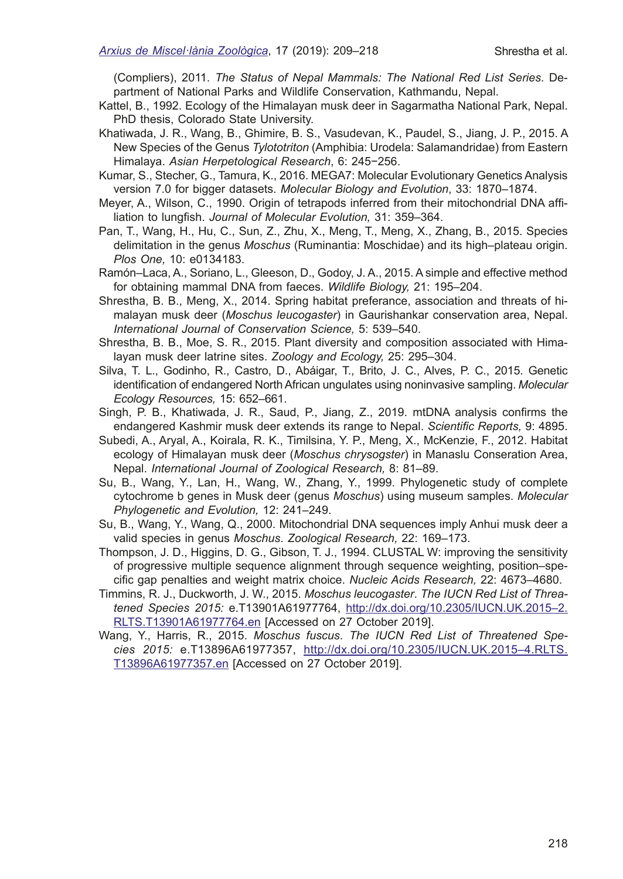(Compliers), 2011. *The Status of Nepal Mammals: The National Red List Series*. Department of National Parks and Wildlife Conservation, Kathmandu, Nepal.

Kattel, B., 1992. Ecology of the Himalayan musk deer in Sagarmatha National Park, Nepal. PhD thesis, Colorado State University.

Khatiwada, J. R., Wang, B., Ghimire, B. S., Vasudevan, K., Paudel, S., Jiang, J. P., 2015. A New Species of the Genus *Tylototriton* (Amphibia: Urodela: Salamandridae) from Eastern Himalaya. *Asian Herpetological Research*, 6: 245−256.

Kumar, S., Stecher, G., Tamura, K., 2016. MEGA7: Molecular Evolutionary Genetics Analysis version 7.0 for bigger datasets. *Molecular Biology and Evolution*, 33: 1870–1874.

Meyer, A., Wilson, C., 1990. Origin of tetrapods inferred from their mitochondrial DNA affiliation to lungfish. *Journal of Molecular Evolution,* 31: 359–364.

Pan, T., Wang, H., Hu, C., Sun, Z., Zhu, X., Meng, T., Meng, X., Zhang, B., 2015. Species delimitation in the genus *Moschus* (Ruminantia: Moschidae) and its high–plateau origin. *Plos One,* 10: e0134183.

Ramón–Laca, A., Soriano, L., Gleeson, D., Godoy, J. A., 2015. A simple and effective method for obtaining mammal DNA from faeces. *Wildlife Biology,* 21: 195–204.

Shrestha, B. B., Meng, X., 2014. Spring habitat preferance, association and threats of himalayan musk deer (*Moschus leucogaster*) in Gaurishankar conservation area, Nepal. *International Journal of Conservation Science,* 5: 539–540.

Shrestha, B. B., Moe, S. R., 2015. Plant diversity and composition associated with Himalayan musk deer latrine sites. *Zoology and Ecology,* 25: 295–304.

Silva, T. L., Godinho, R., Castro, D., Abáigar, T., Brito, J. C., Alves, P. C., 2015. Genetic identification of endangered North African ungulates using noninvasive sampling. *Molecular Ecology Resources,* 15: 652–661.

Singh, P. B., Khatiwada, J. R., Saud, P., Jiang, Z., 2019. mtDNA analysis confirms the endangered Kashmir musk deer extends its range to Nepal. *Scientific Reports,* 9: 4895.

Subedi, A., Aryal, A., Koirala, R. K., Timilsina, Y. P., Meng, X., McKenzie, F., 2012. Habitat ecology of Himalayan musk deer (*Moschus chrysogster*) in Manaslu Conseration Area, Nepal. *International Journal of Zoological Research,* 8: 81–89.

Su, B., Wang, Y., Lan, H., Wang, W., Zhang, Y., 1999. Phylogenetic study of complete cytochrome b genes in Musk deer (genus *Moschus*) using museum samples. *Molecular Phylogenetic and Evolution,* 12: 241–249.

Su, B., Wang, Y., Wang, Q., 2000. Mitochondrial DNA sequences imply Anhui musk deer a valid species in genus *Moschus*. *Zoological Research,* 22: 169–173.

Thompson, J. D., Higgins, D. G., Gibson, T. J., 1994. CLUSTAL W: improving the sensitivity of progressive multiple sequence alignment through sequence weighting, position–specific gap penalties and weight matrix choice. *Nucleic Acids Research,* 22: 4673–4680.

Timmins, R. J., Duckworth, J. W., 2015. *Moschus leucogaster*. *The IUCN Red List of Threatened Species 2015:* e.T13901A61977764, http://dx.doi.org/10.2305/IUCN.UK.2015–2.RLTS.T13901A61977764.en [Accessed on 27 October 2019].

Wang, Y., Harris, R., 2015. *Moschus fuscus*. *The IUCN Red List of Threatened Species 2015:* e.T13896A61977357, http://dx.doi.org/10.2305/IUCN.UK.2015–4.RLTS.T13896A61977357.en [Accessed on 27 October 2019].